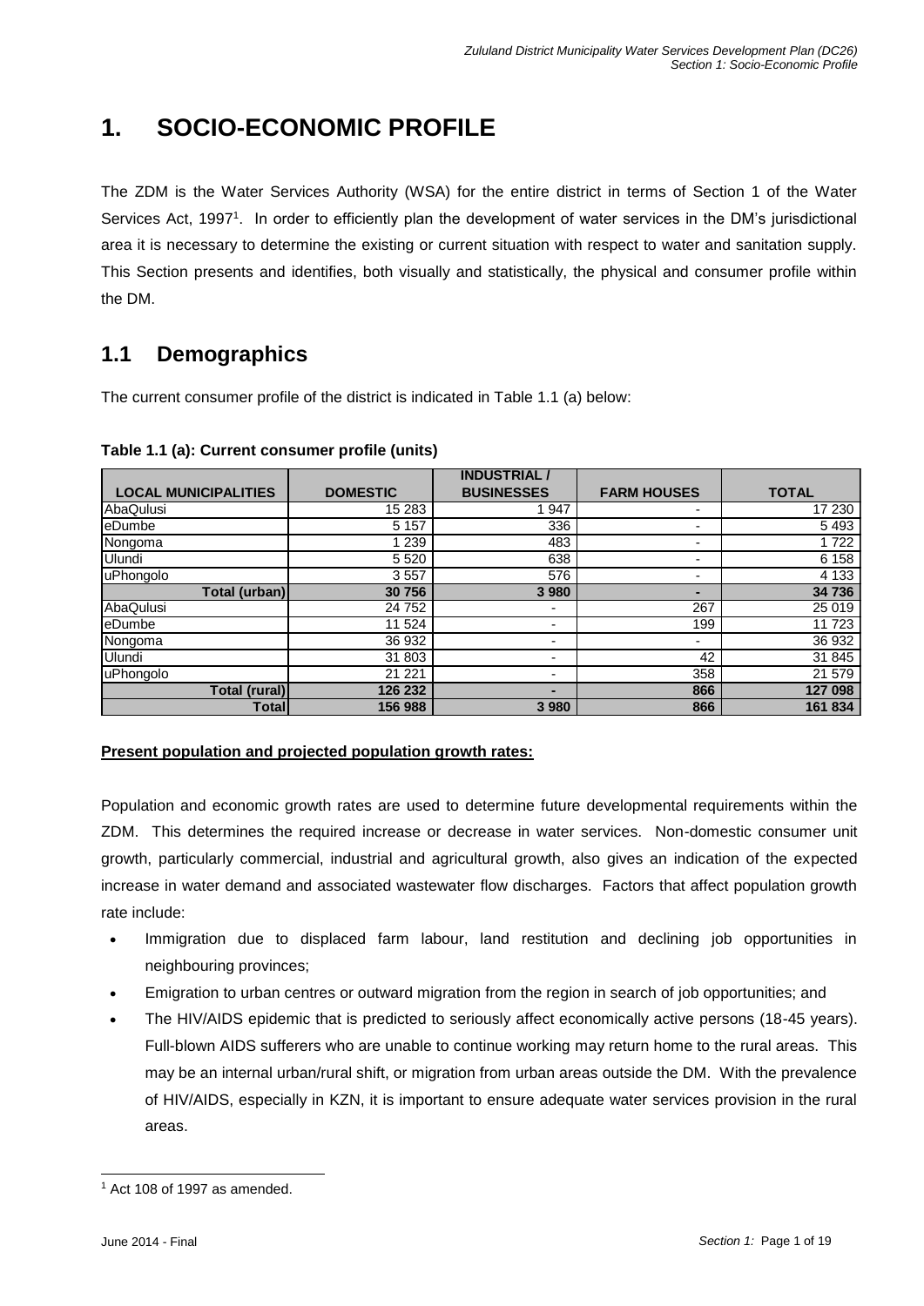# 1. SOCIO-ECONOMIC PROFILE

The ZDM is the Water Services Authority (WSA) for the entire district in terms of Section 1 of the Water Services Act, 1997[1]. In order to efficiently plan the development of water services in the DM's jurisdictional area it is necessary to determine the existing or current situation with respect to water and sanitation supply. This Section presents and identifies, both visually and statistically, the physical and consumer profile within the DM.

## 1.1 Demographics

The current consumer profile of the district is indicated in Table 1.1 (a) below:

**Table 1.1 (a): Current consumer profile (units)**

| LOCAL MUNICIPALITIES | DOMESTIC | INDUSTRIAL / BUSINESSES | FARM HOUSES | TOTAL |
|---|---|---|---|---|
| AbaQulusi | 15 283 | 1 947 | - | 17 230 |
| eDumbe | 5 157 | 336 | - | 5 493 |
| Nongoma | 1 239 | 483 | - | 1 722 |
| Ulundi | 5 520 | 638 | - | 6 158 |
| uPhongolo | 3 557 | 576 | - | 4 133 |
| **Total (urban)** | **30 756** | **3 980** | **-** | **34 736** |
| AbaQulusi | 24 752 | - | 267 | 25 019 |
| eDumbe | 11 524 | - | 199 | 11 723 |
| Nongoma | 36 932 | - | - | 36 932 |
| Ulundi | 31 803 | - | 42 | 31 845 |
| uPhongolo | 21 221 | - | 358 | 21 579 |
| **Total (rural)** | **126 232** | **-** | **866** | **127 098** |
| **Total** | **156 988** | **3 980** | **866** | **161 834** |

**Present population and projected population growth rates:**

Population and economic growth rates are used to determine future developmental requirements within the ZDM. This determines the required increase or decrease in water services. Non-domestic consumer unit growth, particularly commercial, industrial and agricultural growth, also gives an indication of the expected increase in water demand and associated wastewater flow discharges. Factors that affect population growth rate include:

- Immigration due to displaced farm labour, land restitution and declining job opportunities in neighbouring provinces;
- Emigration to urban centres or outward migration from the region in search of job opportunities; and
- The HIV/AIDS epidemic that is predicted to seriously affect economically active persons (18-45 years). Full-blown AIDS sufferers who are unable to continue working may return home to the rural areas. This may be an internal urban/rural shift, or migration from urban areas outside the DM. With the prevalence of HIV/AIDS, especially in KZN, it is important to ensure adequate water services provision in the rural areas.

[1] Act 108 of 1997 as amended.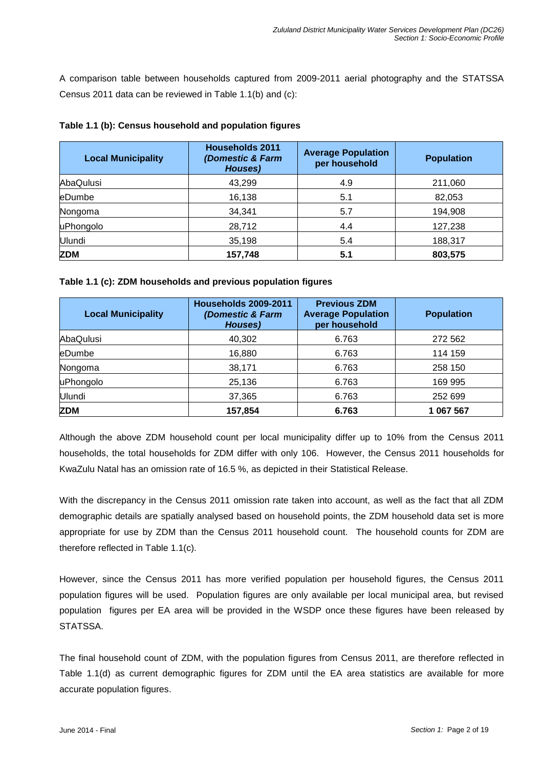A comparison table between households captured from 2009-2011 aerial photography and the STATSSA Census 2011 data can be reviewed in Table 1.1(b) and (c):

**Table 1.1 (b): Census household and population figures**

| Local Municipality | Households 2011 *(Domestic & Farm Houses)* | Average Population per household | Population |
|---|---|---|---|
| AbaQulusi | 43,299 | 4.9 | 211,060 |
| eDumbe | 16,138 | 5.1 | 82,053 |
| Nongoma | 34,341 | 5.7 | 194,908 |
| uPhongolo | 28,712 | 4.4 | 127,238 |
| Ulundi | 35,198 | 5.4 | 188,317 |
| **ZDM** | **157,748** | **5.1** | **803,575** |

**Table 1.1 (c): ZDM households and previous population figures**

| Local Municipality | Households 2009-2011 *(Domestic & Farm Houses)* | Previous ZDM Average Population per household | Population |
|---|---|---|---|
| AbaQulusi | 40,302 | 6.763 | 272 562 |
| eDumbe | 16,880 | 6.763 | 114 159 |
| Nongoma | 38,171 | 6.763 | 258 150 |
| uPhongolo | 25,136 | 6.763 | 169 995 |
| Ulundi | 37,365 | 6.763 | 252 699 |
| **ZDM** | **157,854** | **6.763** | **1 067 567** |

Although the above ZDM household count per local municipality differ up to 10% from the Census 2011 households, the total households for ZDM differ with only 106. However, the Census 2011 households for KwaZulu Natal has an omission rate of 16.5 %, as depicted in their Statistical Release.

With the discrepancy in the Census 2011 omission rate taken into account, as well as the fact that all ZDM demographic details are spatially analysed based on household points, the ZDM household data set is more appropriate for use by ZDM than the Census 2011 household count. The household counts for ZDM are therefore reflected in Table 1.1(c).

However, since the Census 2011 has more verified population per household figures, the Census 2011 population figures will be used. Population figures are only available per local municipal area, but revised population figures per EA area will be provided in the WSDP once these figures have been released by STATSSA.

The final household count of ZDM, with the population figures from Census 2011, are therefore reflected in Table 1.1(d) as current demographic figures for ZDM until the EA area statistics are available for more accurate population figures.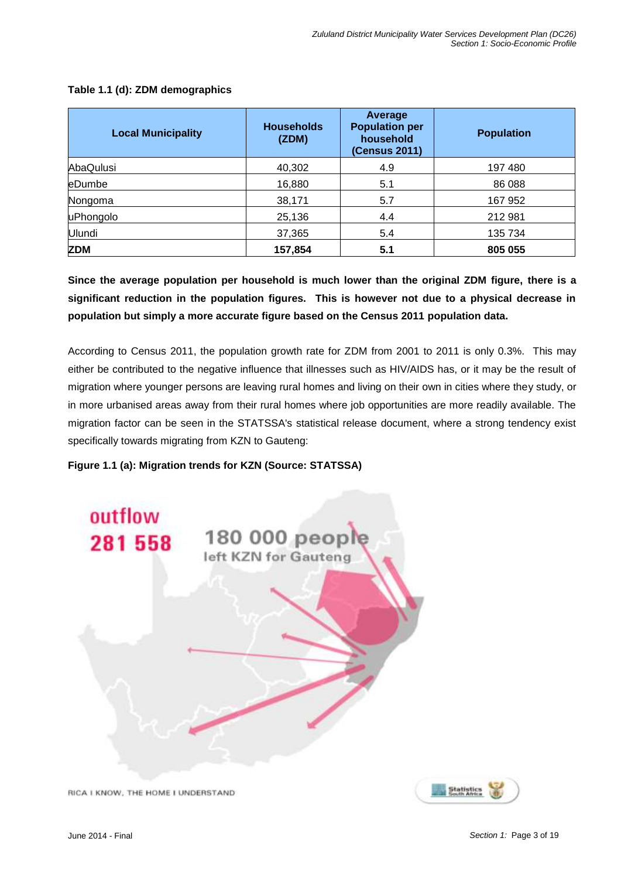**Table 1.1 (d): ZDM demographics**

| Local Municipality | Households (ZDM) | Average Population per household (Census 2011) | Population |
|---|---|---|---|
| AbaQulusi | 40,302 | 4.9 | 197 480 |
| eDumbe | 16,880 | 5.1 | 86 088 |
| Nongoma | 38,171 | 5.7 | 167 952 |
| uPhongolo | 25,136 | 4.4 | 212 981 |
| Ulundi | 37,365 | 5.4 | 135 734 |
| **ZDM** | **157,854** | **5.1** | **805 055** |

**Since the average population per household is much lower than the original ZDM figure, there is a significant reduction in the population figures. This is however not due to a physical decrease in population but simply a more accurate figure based on the Census 2011 population data.**

According to Census 2011, the population growth rate for ZDM from 2001 to 2011 is only 0.3%. This may either be contributed to the negative influence that illnesses such as HIV/AIDS has, or it may be the result of migration where younger persons are leaving rural homes and living on their own in cities where they study, or in more urbanised areas away from their rural homes where job opportunities are more readily available. The migration factor can be seen in the STATSSA's statistical release document, where a strong tendency exist specifically towards migrating from KZN to Gauteng:

**Figure 1.1 (a): Migration trends for KZN (Source: STATSSA)**

outflow 281 558

180 000 people left KZN for Gauteng

RICA I KNOW, THE HOME I UNDERSTAND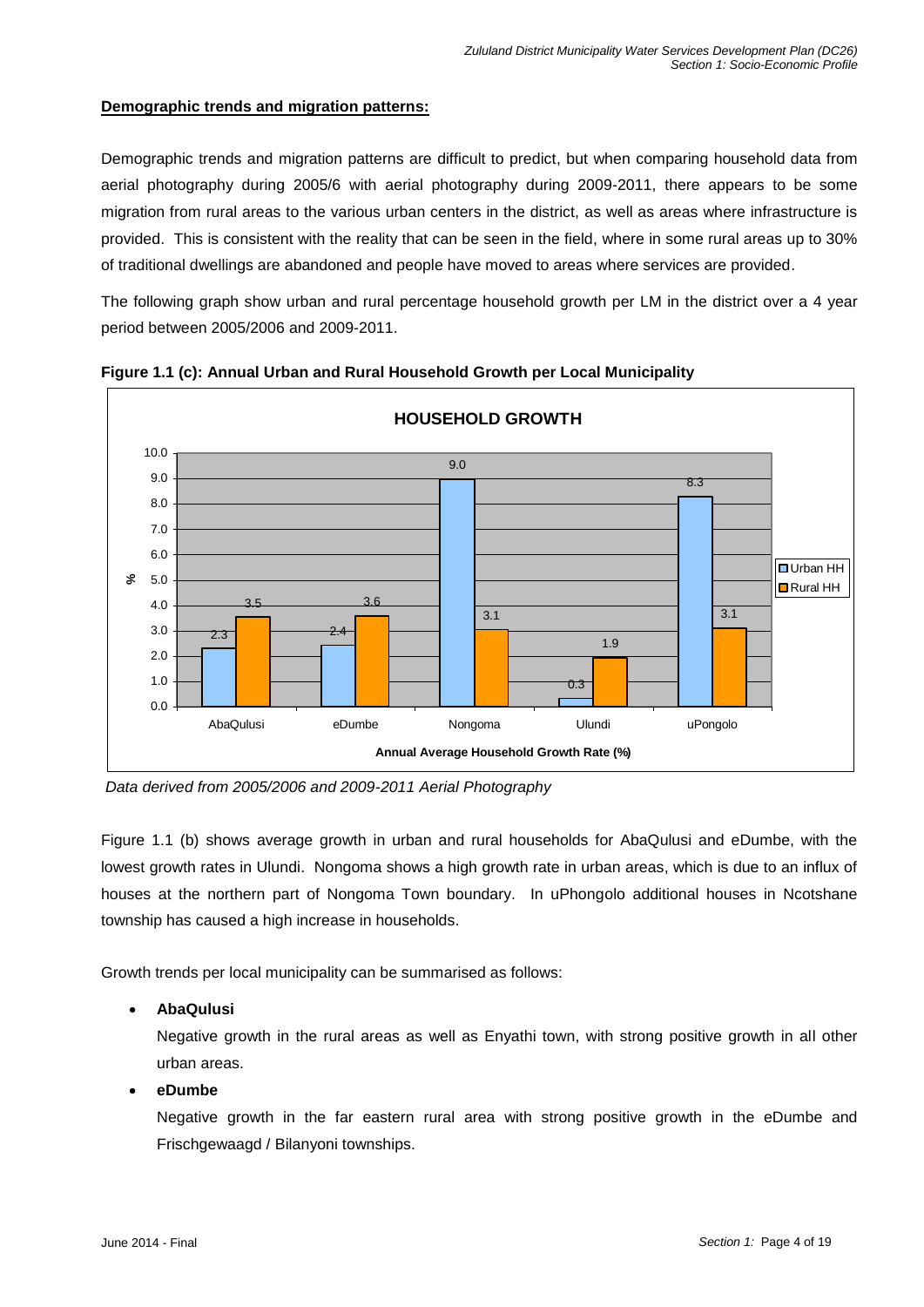**Demographic trends and migration patterns:**

Demographic trends and migration patterns are difficult to predict, but when comparing household data from aerial photography during 2005/6 with aerial photography during 2009-2011, there appears to be some migration from rural areas to the various urban centers in the district, as well as areas where infrastructure is provided. This is consistent with the reality that can be seen in the field, where in some rural areas up to 30% of traditional dwellings are abandoned and people have moved to areas where services are provided.

The following graph show urban and rural percentage household growth per LM in the district over a 4 year period between 2005/2006 and 2009-2011.

**Figure 1.1 (c): Annual Urban and Rural Household Growth per Local Municipality**

**HOUSEHOLD GROWTH**

| Annual Average Household Growth Rate (%) | Urban HH | Rural HH |
|---|---|---|
| AbaQulusi | 2.3 | 3.5 |
| eDumbe | 2.4 | 3.6 |
| Nongoma | 9.0 | 3.1 |
| Ulundi | 0.3 | 1.9 |
| uPongolo | 8.3 | 3.1 |

*Data derived from 2005/2006 and 2009-2011 Aerial Photography*

Figure 1.1 (b) shows average growth in urban and rural households for AbaQulusi and eDumbe, with the lowest growth rates in Ulundi. Nongoma shows a high growth rate in urban areas, which is due to an influx of houses at the northern part of Nongoma Town boundary. In uPhongolo additional houses in Ncotshane township has caused a high increase in households.

Growth trends per local municipality can be summarised as follows:

- **AbaQulusi**

  Negative growth in the rural areas as well as Enyathi town, with strong positive growth in all other urban areas.

- **eDumbe**

  Negative growth in the far eastern rural area with strong positive growth in the eDumbe and Frischgewaagd / Bilanyoni townships.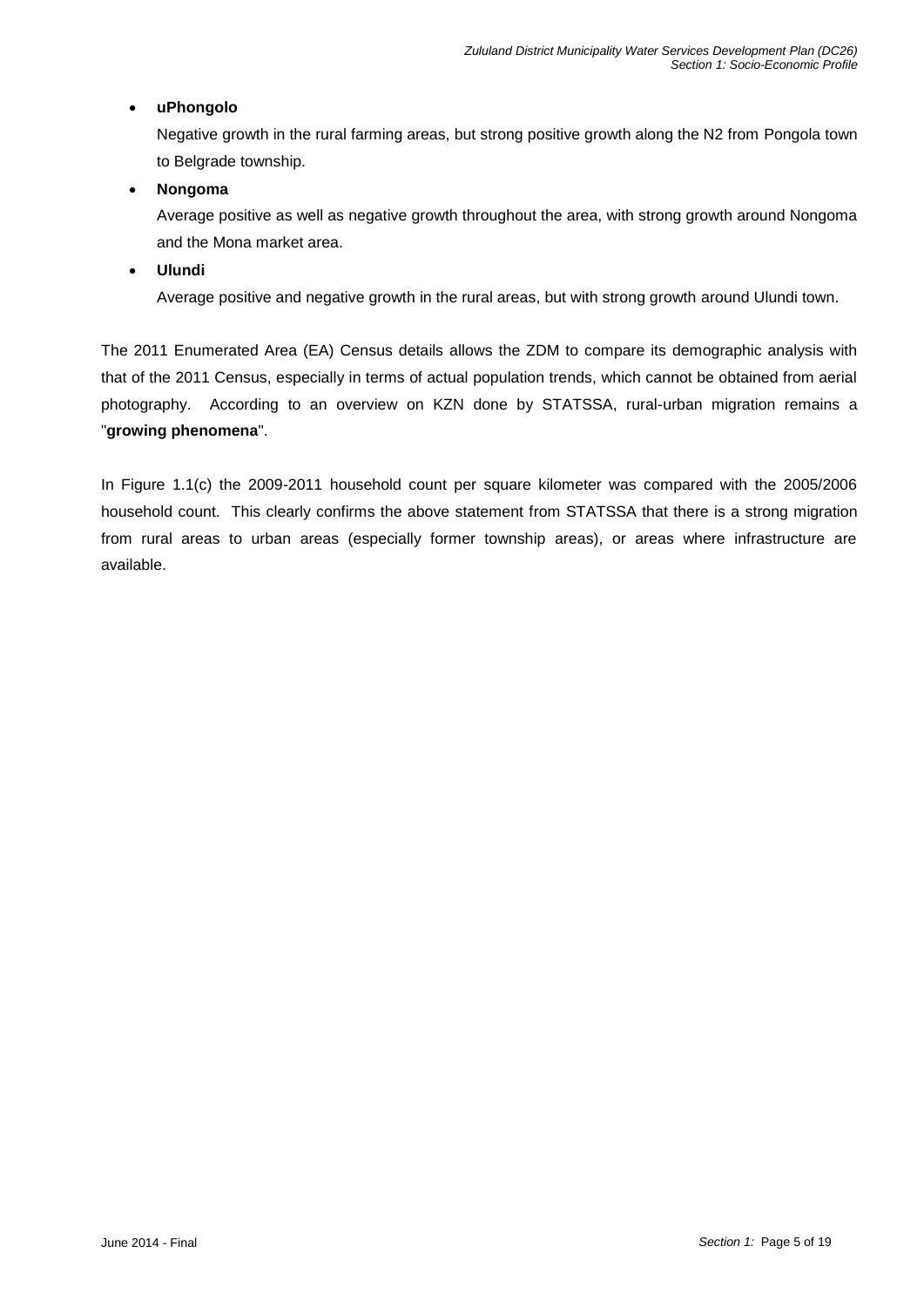- **uPhongolo**

  Negative growth in the rural farming areas, but strong positive growth along the N2 from Pongola town to Belgrade township.

- **Nongoma**

  Average positive as well as negative growth throughout the area, with strong growth around Nongoma and the Mona market area.

- **Ulundi**

  Average positive and negative growth in the rural areas, but with strong growth around Ulundi town.

The 2011 Enumerated Area (EA) Census details allows the ZDM to compare its demographic analysis with that of the 2011 Census, especially in terms of actual population trends, which cannot be obtained from aerial photography. According to an overview on KZN done by STATSSA, rural-urban migration remains a "**growing phenomena**".

In Figure 1.1(c) the 2009-2011 household count per square kilometer was compared with the 2005/2006 household count. This clearly confirms the above statement from STATSSA that there is a strong migration from rural areas to urban areas (especially former township areas), or areas where infrastructure are available.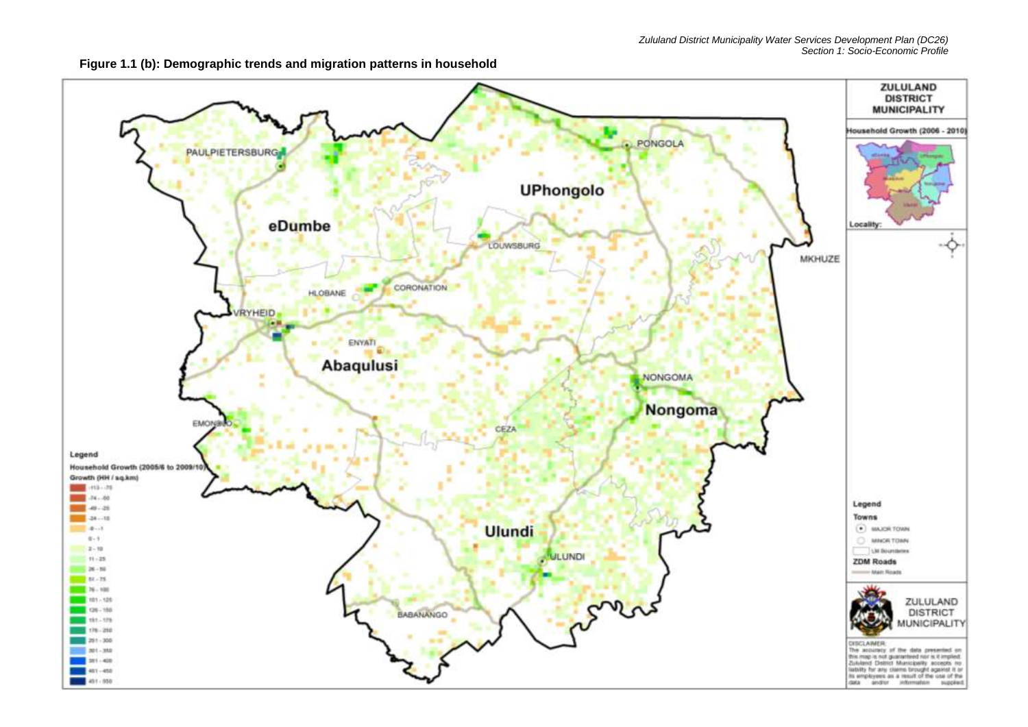**Figure 1.1 (b): Demographic trends and migration patterns in household**

ZULULAND DISTRICT MUNICIPALITY

Household Growth (2006 - 2010)

PAULPIETERSBURG

PONGOLA

UPhongolo

eDumbe

LOUWSBURG

MKHUZE

HLOBANE

CORONATION

VRYHEID

ENYATI

Abaqulusi

NONGOMA

Nongoma

EMONDLO

CEZA

Ulundi

ULUNDI

BABANANGO

Legend

Household Growth (2005/6 to 2009/10)

Growth (HH / sq.km)

- -113 - -75
- -74 - -50
- -49 - -25
- -24 - -10
- -9 - -1
- 0 - 1
- 2 - 10
- 11 - 25
- 26 - 50
- 51 - 75
- 76 - 100
- 101 - 125
- 126 - 150
- 151 - 175
- 176 - 250
- 251 - 300
- 301 - 350
- 351 - 400
- 401 - 450
- 451 - 550

Locality:

Legend

Towns

- MAJOR TOWN
- MINOR TOWN
- LM Boundaries

ZDM Roads

- Main Roads

ZULULAND DISTRICT MUNICIPALITY

DISCLAIMER:
The accuracy of the data presented on this map is not guaranteed nor is it implied. Zululand District Municipality accepts no liability for any claims brought against it or its employees as a result of the use of the data and/or information supplied.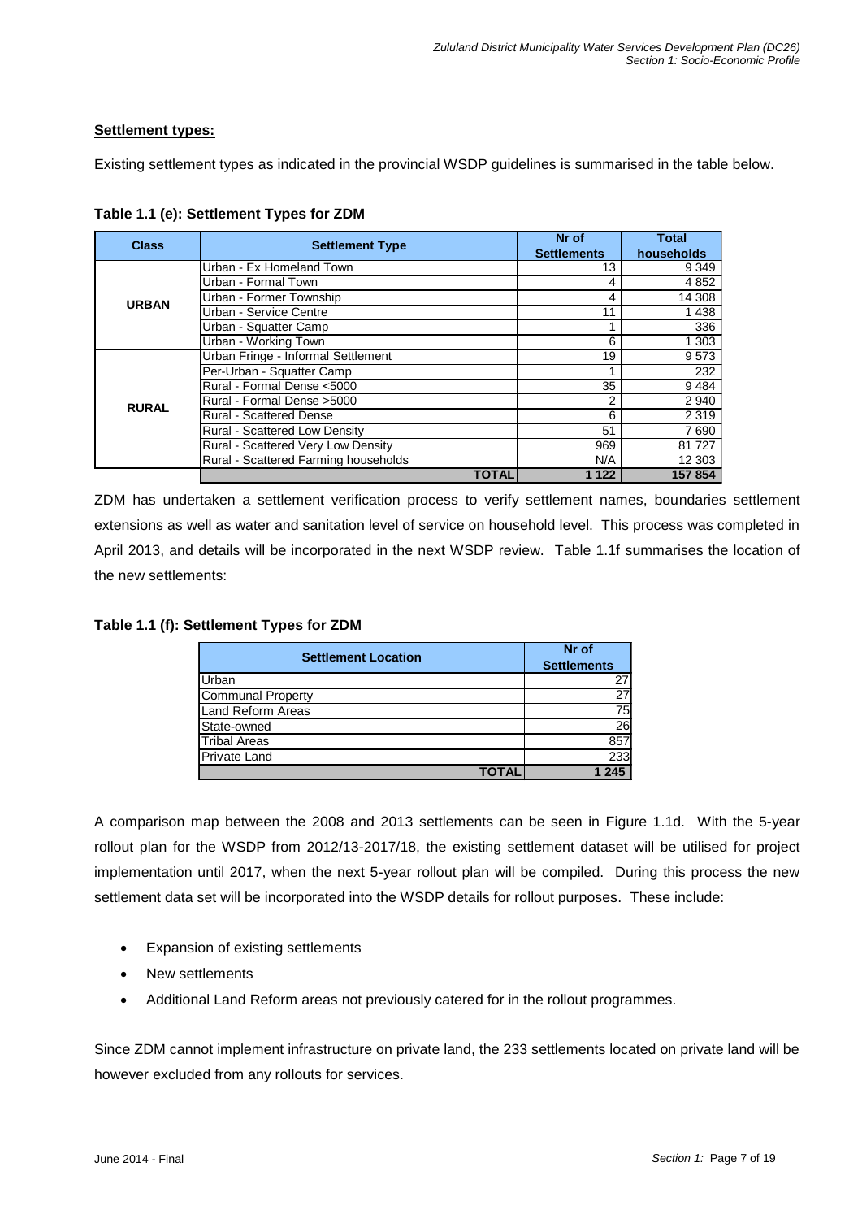**Settlement types:**

Existing settlement types as indicated in the provincial WSDP guidelines is summarised in the table below.

**Table 1.1 (e): Settlement Types for ZDM**

| Class | Settlement Type | Nr of Settlements | Total households |
|---|---|---|---|
| URBAN | Urban - Ex Homeland Town | 13 | 9 349 |
| | Urban - Formal Town | 4 | 4 852 |
| | Urban - Former Township | 4 | 14 308 |
| | Urban - Service Centre | 11 | 1 438 |
| | Urban - Squatter Camp | 1 | 336 |
| | Urban - Working Town | 6 | 1 303 |
| RURAL | Urban Fringe - Informal Settlement | 19 | 9 573 |
| | Per-Urban - Squatter Camp | 1 | 232 |
| | Rural - Formal Dense <5000 | 35 | 9 484 |
| | Rural - Formal Dense >5000 | 2 | 2 940 |
| | Rural - Scattered Dense | 6 | 2 319 |
| | Rural - Scattered Low Density | 51 | 7 690 |
| | Rural - Scattered Very Low Density | 969 | 81 727 |
| | Rural - Scattered Farming households | N/A | 12 303 |
| | **TOTAL** | **1 122** | **157 854** |

ZDM has undertaken a settlement verification process to verify settlement names, boundaries settlement extensions as well as water and sanitation level of service on household level. This process was completed in April 2013, and details will be incorporated in the next WSDP review. Table 1.1f summarises the location of the new settlements:

**Table 1.1 (f): Settlement Types for ZDM**

| Settlement Location | Nr of Settlements |
|---|---|
| Urban | 27 |
| Communal Property | 27 |
| Land Reform Areas | 75 |
| State-owned | 26 |
| Tribal Areas | 857 |
| Private Land | 233 |
| **TOTAL** | **1 245** |

A comparison map between the 2008 and 2013 settlements can be seen in Figure 1.1d. With the 5-year rollout plan for the WSDP from 2012/13-2017/18, the existing settlement dataset will be utilised for project implementation until 2017, when the next 5-year rollout plan will be compiled. During this process the new settlement data set will be incorporated into the WSDP details for rollout purposes. These include:

- Expansion of existing settlements
- New settlements
- Additional Land Reform areas not previously catered for in the rollout programmes.

Since ZDM cannot implement infrastructure on private land, the 233 settlements located on private land will be however excluded from any rollouts for services.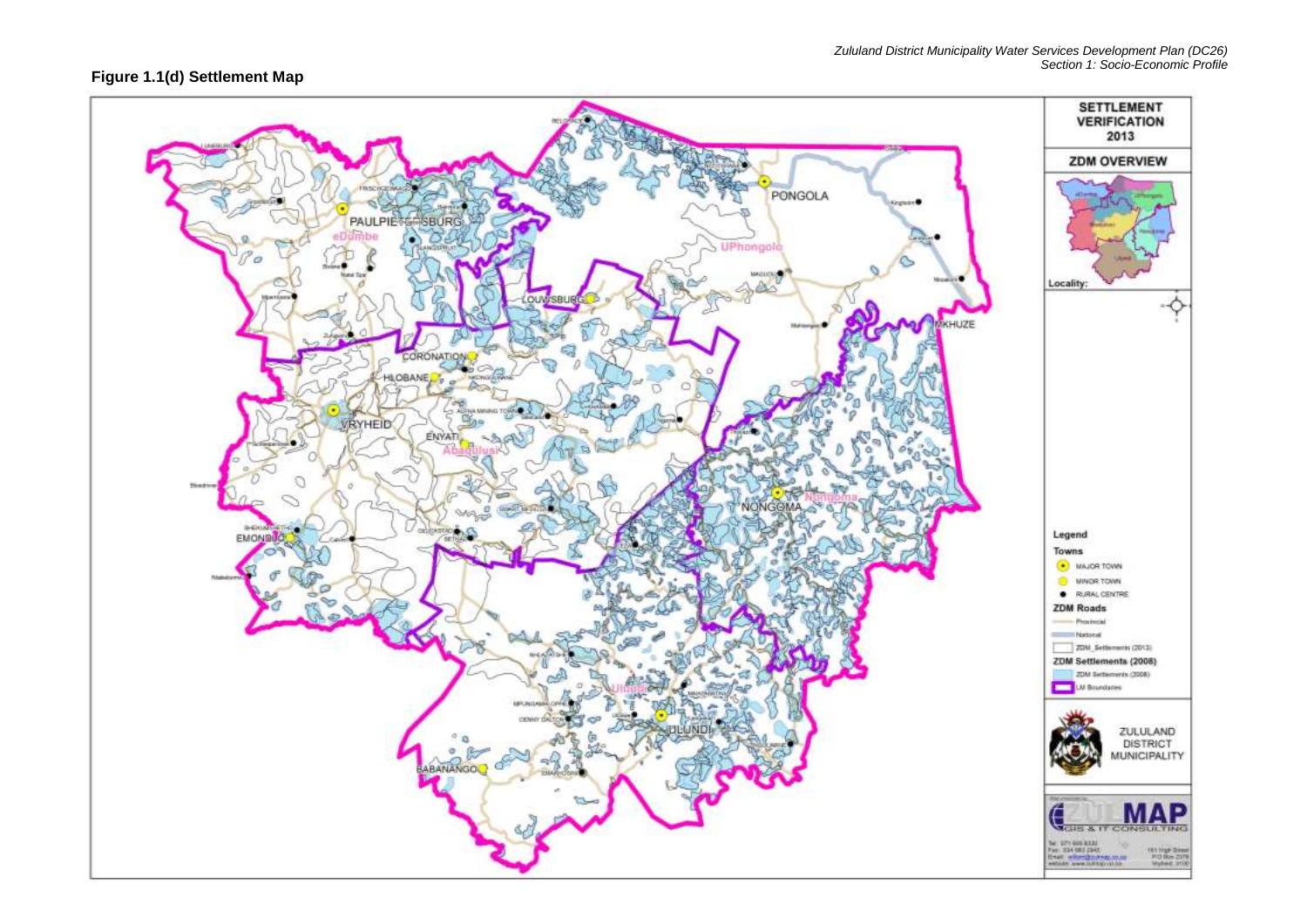## Figure 1.1(d) Settlement Map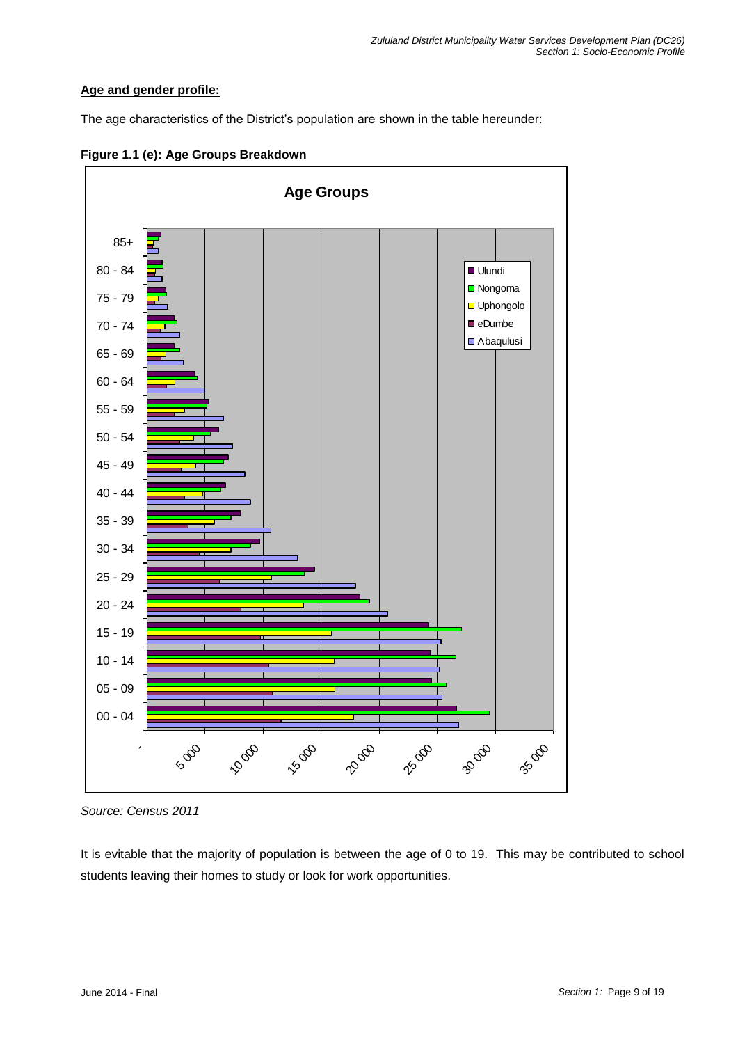**Age and gender profile:**

The age characteristics of the District's population are shown in the table hereunder:

**Figure 1.1 (e): Age Groups Breakdown**

*Source: Census 2011*

It is evitable that the majority of population is between the age of 0 to 19. This may be contributed to school students leaving their homes to study or look for work opportunities.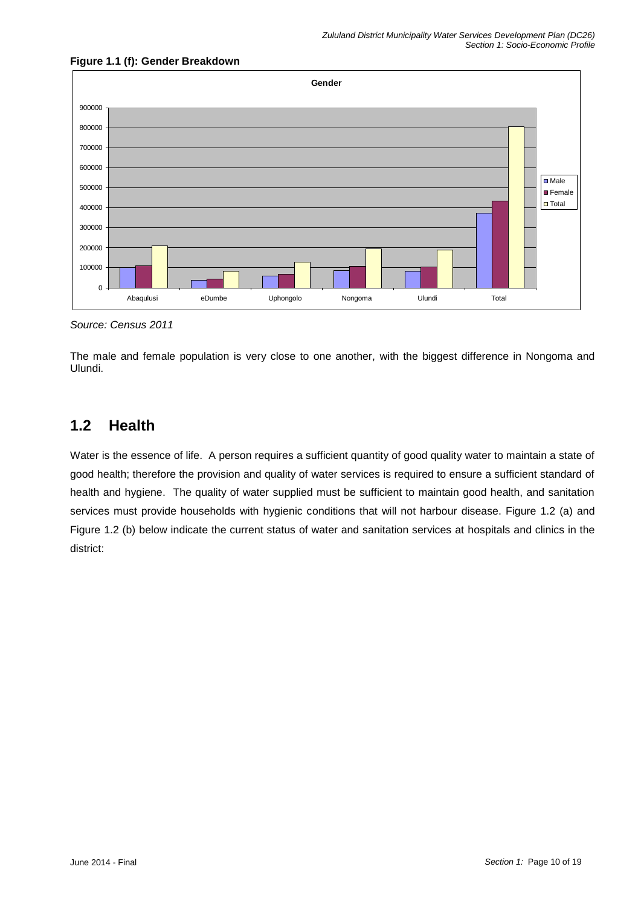**Figure 1.1 (f): Gender Breakdown**

*Source: Census 2011*

The male and female population is very close to one another, with the biggest difference in Nongoma and Ulundi.

## 1.2 Health

Water is the essence of life. A person requires a sufficient quantity of good quality water to maintain a state of good health; therefore the provision and quality of water services is required to ensure a sufficient standard of health and hygiene. The quality of water supplied must be sufficient to maintain good health, and sanitation services must provide households with hygienic conditions that will not harbour disease. Figure 1.2 (a) and Figure 1.2 (b) below indicate the current status of water and sanitation services at hospitals and clinics in the district: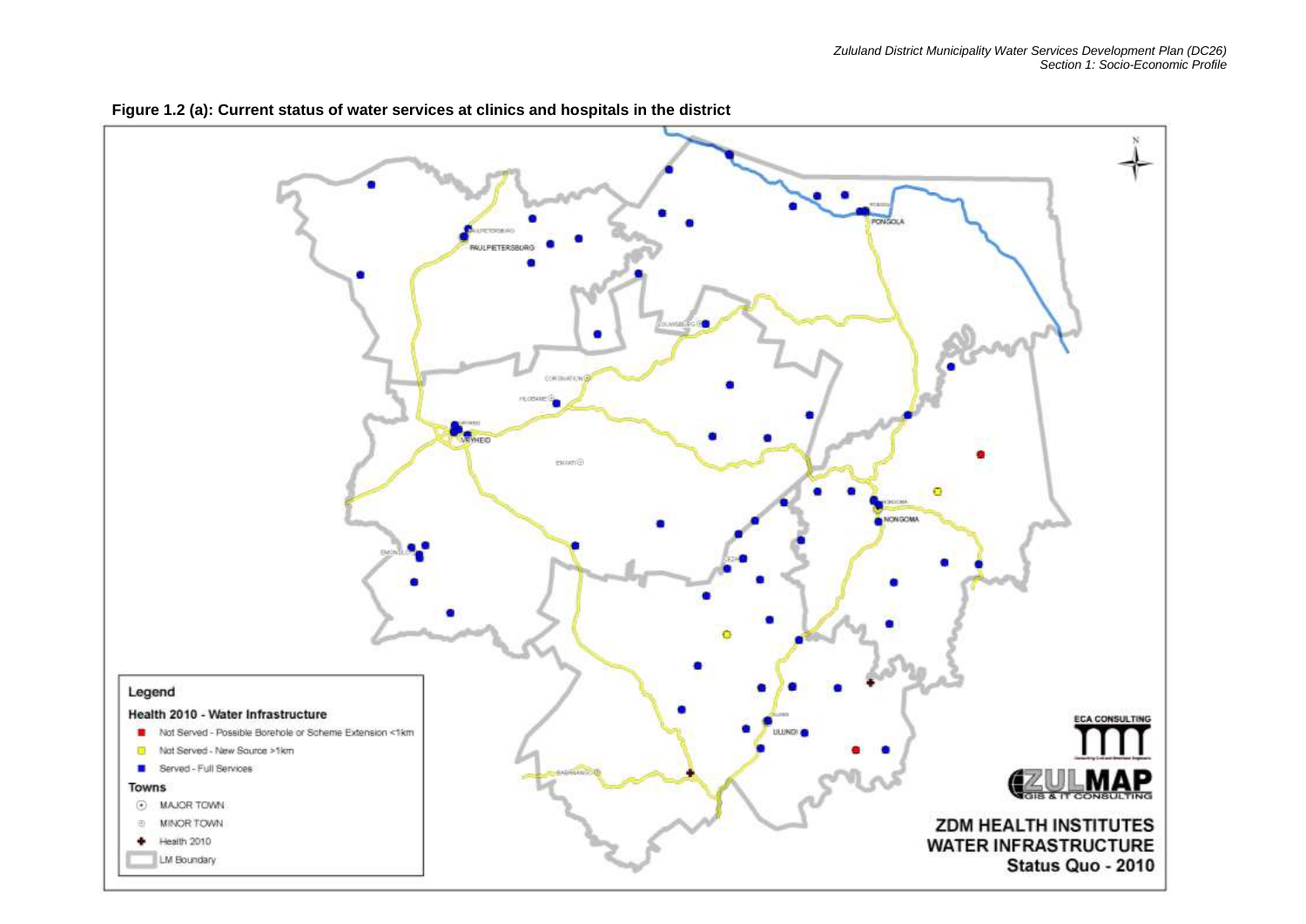**Figure 1.2 (a): Current status of water services at clinics and hospitals in the district**

Legend

Health 2010 - Water Infrastructure

- Not Served - Possible Borehole or Scheme Extension <1km
- Not Served - New Source >1km
- Served - Full Services

Towns

- MAJOR TOWN
- MINOR TOWN
- Health 2010
- LM Boundary

ZDM HEALTH INSTITUTES WATER INFRASTRUCTURE Status Quo - 2010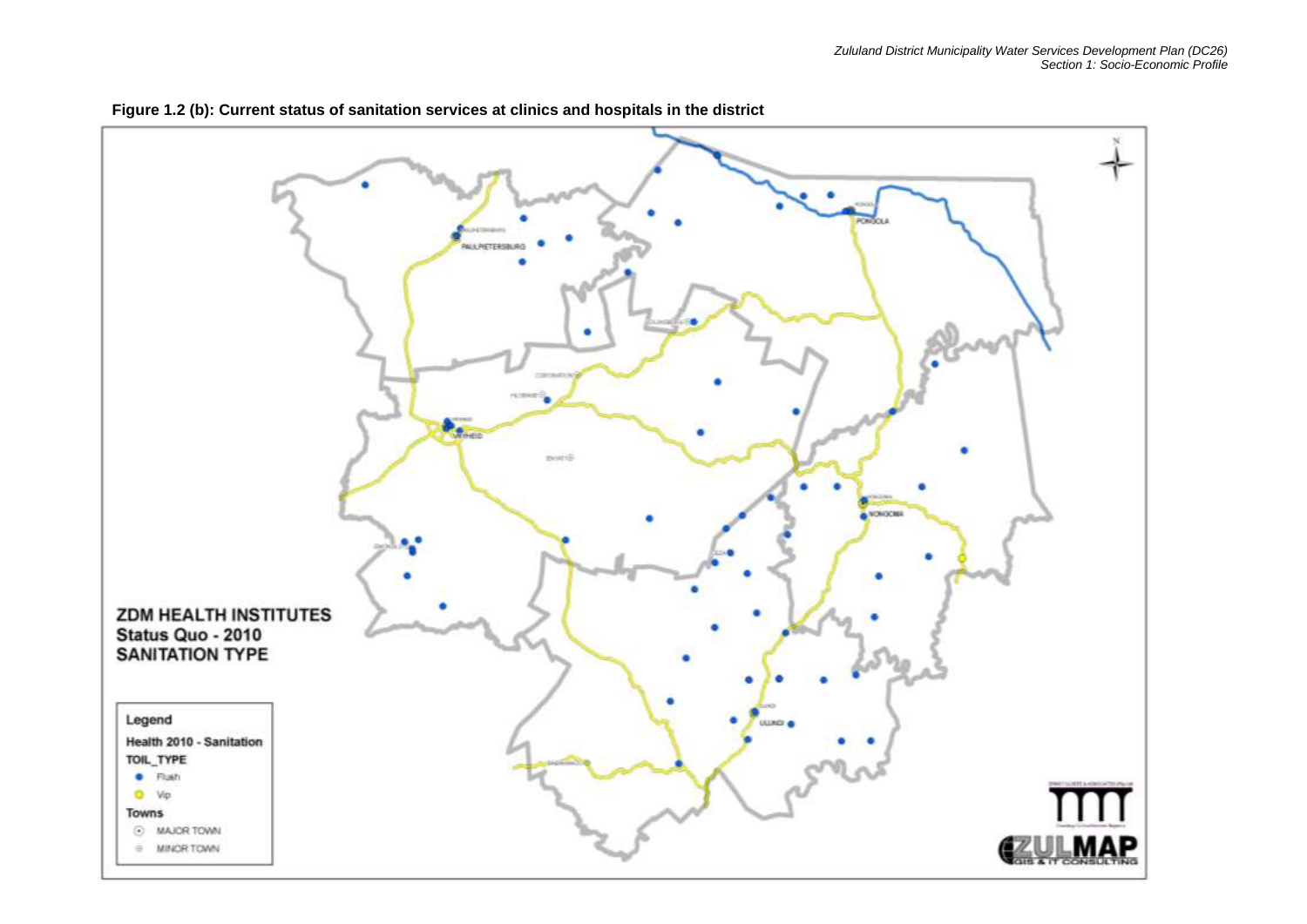**Figure 1.2 (b): Current status of sanitation services at clinics and hospitals in the district**

ZDM HEALTH INSTITUTES
Status Quo - 2010
SANITATION TYPE

Legend
Health 2010 - Sanitation
TOIL_TYPE
- Flush
- Vip

Towns
- MAJOR TOWN
- MINOR TOWN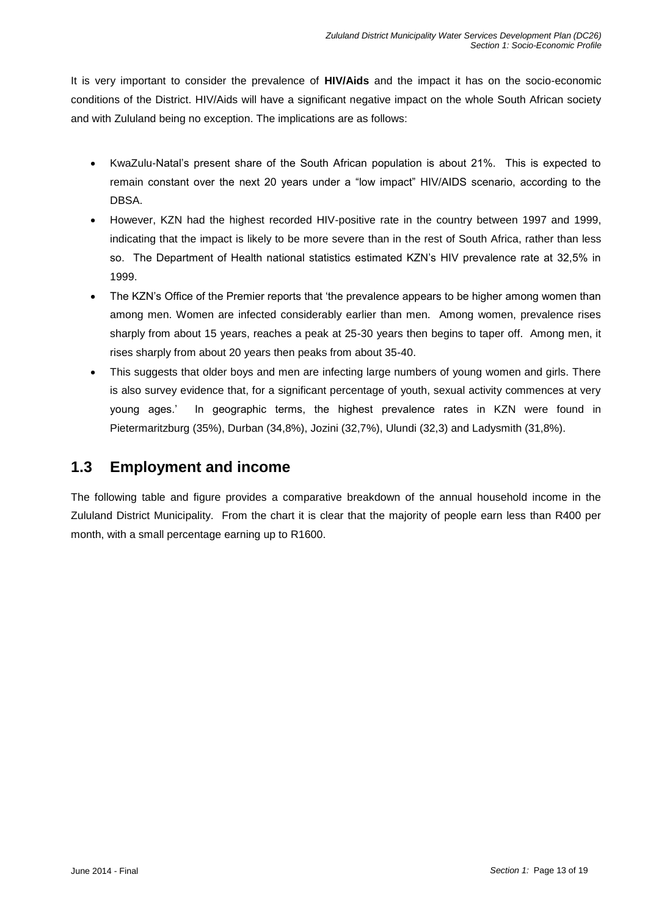It is very important to consider the prevalence of **HIV/Aids** and the impact it has on the socio-economic conditions of the District. HIV/Aids will have a significant negative impact on the whole South African society and with Zululand being no exception. The implications are as follows:

- KwaZulu-Natal's present share of the South African population is about 21%. This is expected to remain constant over the next 20 years under a "low impact" HIV/AIDS scenario, according to the DBSA.
- However, KZN had the highest recorded HIV-positive rate in the country between 1997 and 1999, indicating that the impact is likely to be more severe than in the rest of South Africa, rather than less so. The Department of Health national statistics estimated KZN's HIV prevalence rate at 32,5% in 1999.
- The KZN's Office of the Premier reports that 'the prevalence appears to be higher among women than among men. Women are infected considerably earlier than men. Among women, prevalence rises sharply from about 15 years, reaches a peak at 25-30 years then begins to taper off. Among men, it rises sharply from about 20 years then peaks from about 35-40.
- This suggests that older boys and men are infecting large numbers of young women and girls. There is also survey evidence that, for a significant percentage of youth, sexual activity commences at very young ages.' In geographic terms, the highest prevalence rates in KZN were found in Pietermaritzburg (35%), Durban (34,8%), Jozini (32,7%), Ulundi (32,3) and Ladysmith (31,8%).

## 1.3 Employment and income

The following table and figure provides a comparative breakdown of the annual household income in the Zululand District Municipality. From the chart it is clear that the majority of people earn less than R400 per month, with a small percentage earning up to R1600.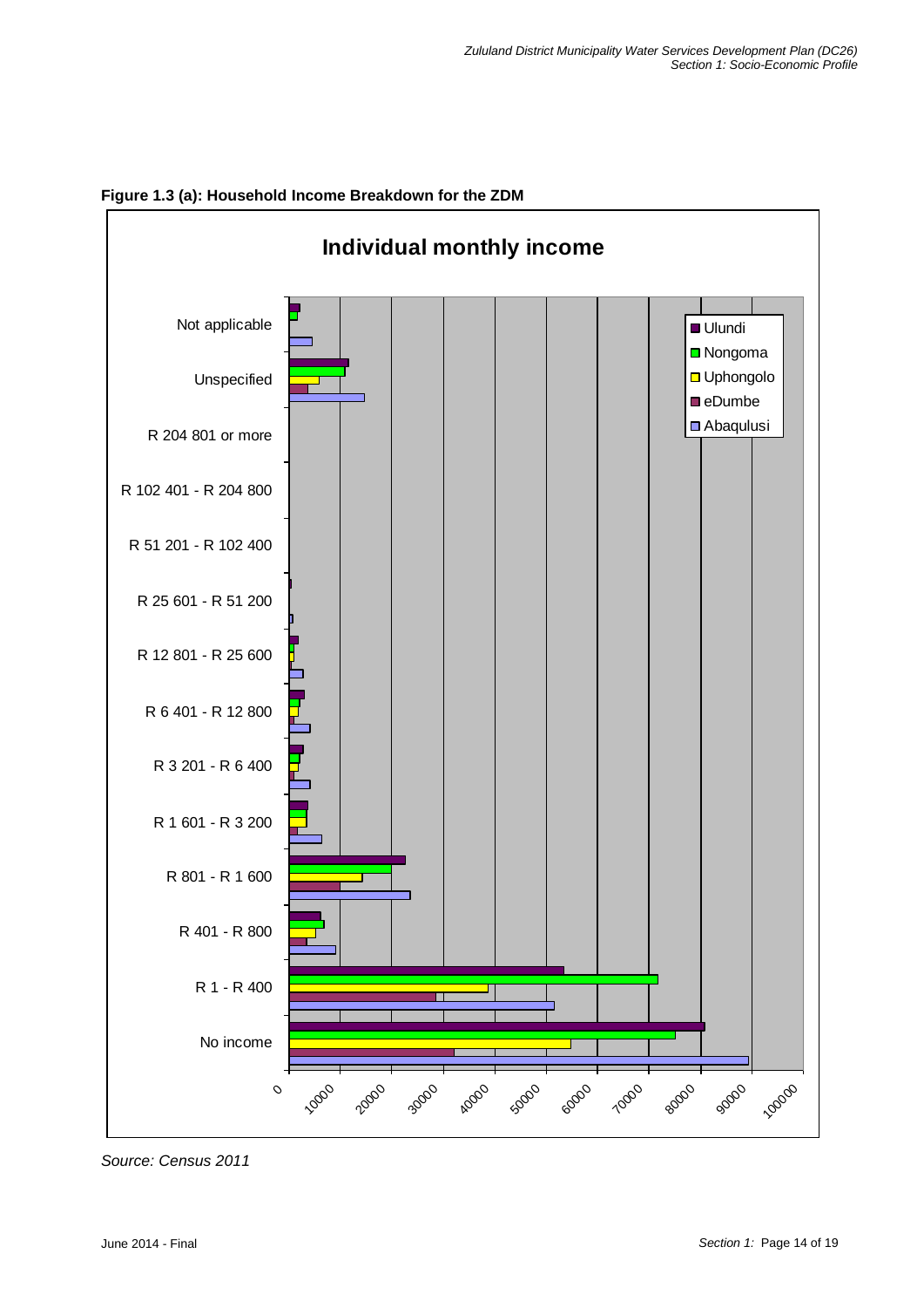**Figure 1.3 (a): Household Income Breakdown for the ZDM**

*Source: Census 2011*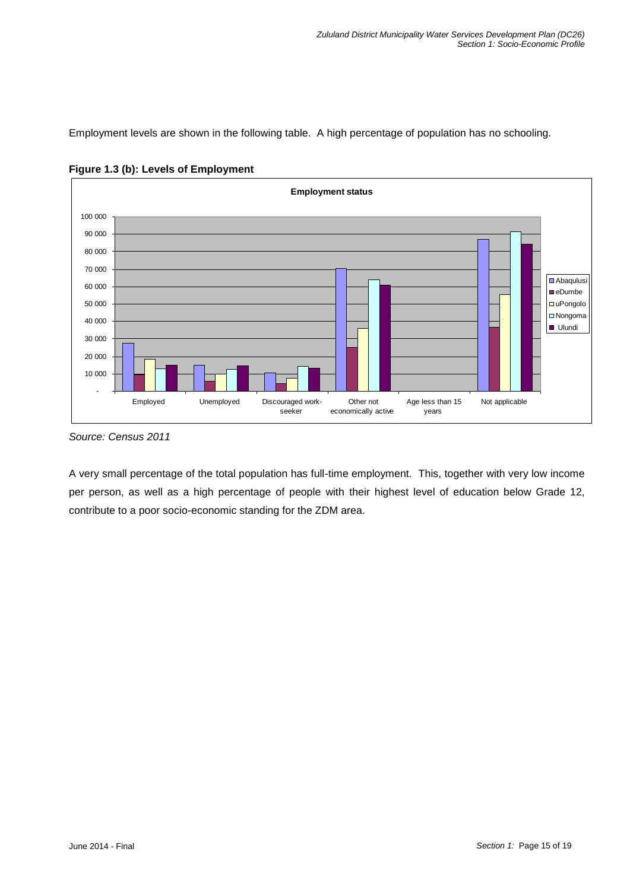Employment levels are shown in the following table. A high percentage of population has no schooling.

**Figure 1.3 (b): Levels of Employment**

*Source: Census 2011*

A very small percentage of the total population has full-time employment. This, together with very low income per person, as well as a high percentage of people with their highest level of education below Grade 12, contribute to a poor socio-economic standing for the ZDM area.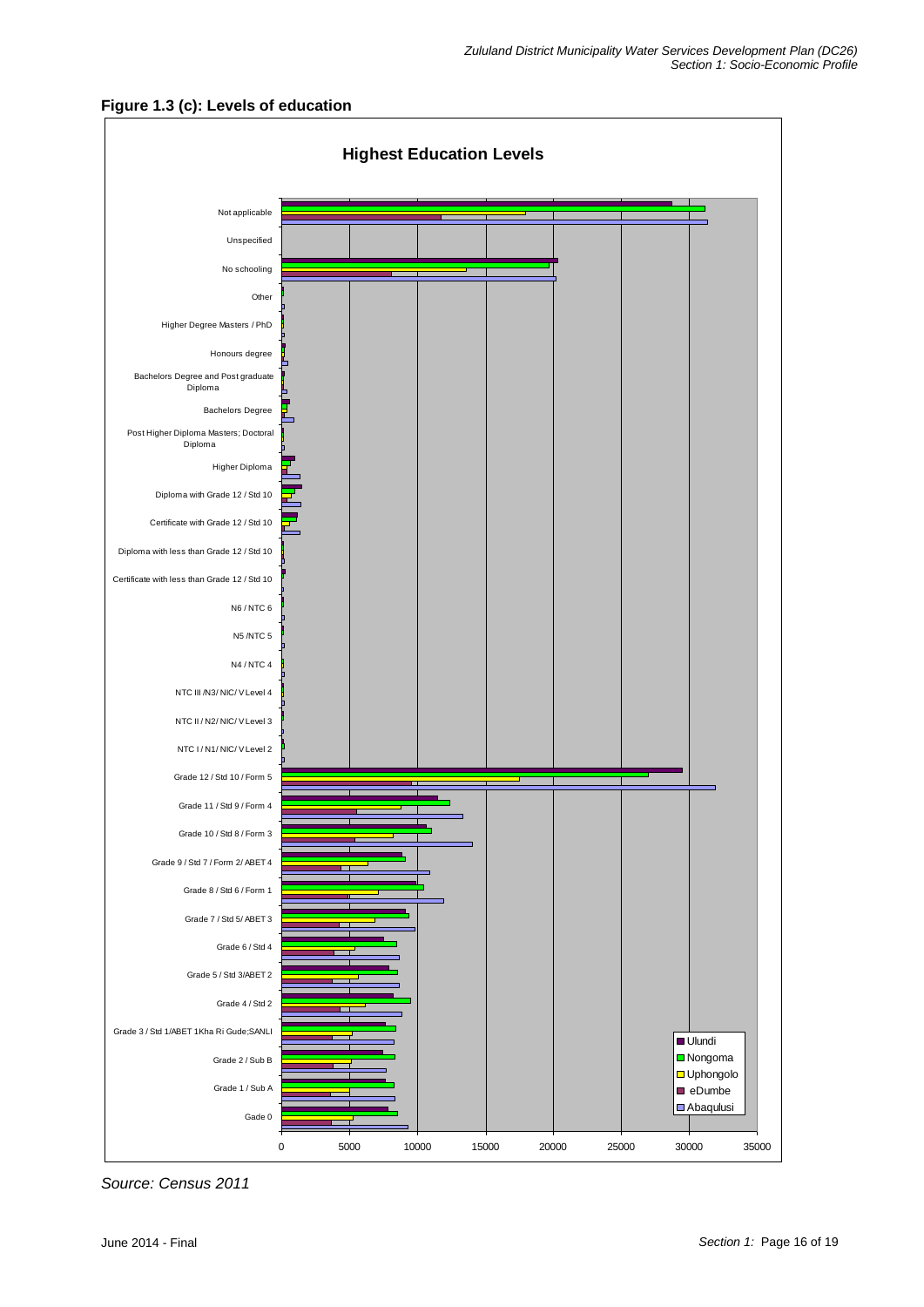**Figure 1.3 (c): Levels of education**

**Highest Education Levels**

Categories: Not applicable; Unspecified; No schooling; Other; Higher Degree Masters / PhD; Honours degree; Bachelors Degree and Post graduate Diploma; Bachelors Degree; Post Higher Diploma Masters; Doctoral Diploma; Higher Diploma; Diploma with Grade 12 / Std 10; Certificate with Grade 12 / Std 10; Diploma with less than Grade 12 / Std 10; Certificate with less than Grade 12 / Std 10; N6 / NTC 6; N5 /NTC 5; N4 / NTC 4; NTC III /N3/ NIC/ V Level 4; NTC II / N2/ NIC/ V Level 3; NTC I / N1/ NIC/ V Level 2; Grade 12 / Std 10 / Form 5; Grade 11 / Std 9 / Form 4; Grade 10 / Std 8 / Form 3; Grade 9 / Std 7 / Form 2/ ABET 4; Grade 8 / Std 6 / Form 1; Grade 7 / Std 5/ ABET 3; Grade 6 / Std 4; Grade 5 / Std 3/ABET 2; Grade 4 / Std 2; Grade 3 / Std 1/ABET 1Kha Ri Gude;SANLI; Grade 2 / Sub B; Grade 1 / Sub A; Gade 0

Legend: Ulundi; Nongoma; Uphongolo; eDumbe; Abaqulusi

Axis: 0, 5000, 10000, 15000, 20000, 25000, 30000, 35000

*Source: Census 2011*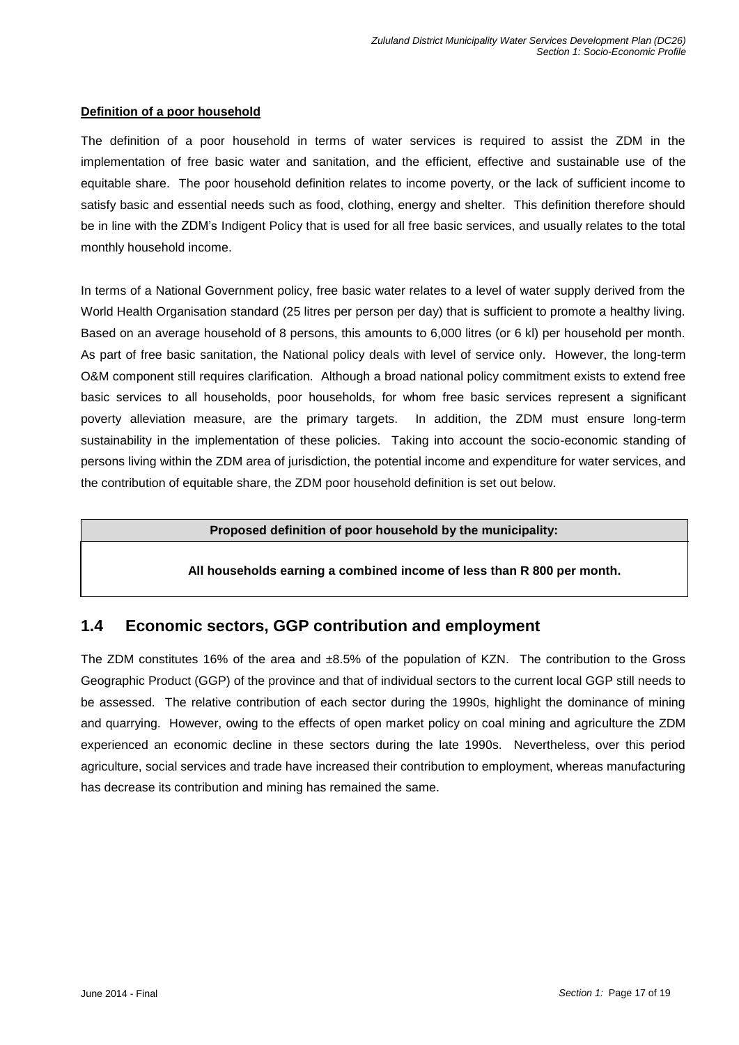**Definition of a poor household**

The definition of a poor household in terms of water services is required to assist the ZDM in the implementation of free basic water and sanitation, and the efficient, effective and sustainable use of the equitable share. The poor household definition relates to income poverty, or the lack of sufficient income to satisfy basic and essential needs such as food, clothing, energy and shelter. This definition therefore should be in line with the ZDM's Indigent Policy that is used for all free basic services, and usually relates to the total monthly household income.

In terms of a National Government policy, free basic water relates to a level of water supply derived from the World Health Organisation standard (25 litres per person per day) that is sufficient to promote a healthy living. Based on an average household of 8 persons, this amounts to 6,000 litres (or 6 kl) per household per month. As part of free basic sanitation, the National policy deals with level of service only. However, the long-term O&M component still requires clarification. Although a broad national policy commitment exists to extend free basic services to all households, poor households, for whom free basic services represent a significant poverty alleviation measure, are the primary targets. In addition, the ZDM must ensure long-term sustainability in the implementation of these policies. Taking into account the socio-economic standing of persons living within the ZDM area of jurisdiction, the potential income and expenditure for water services, and the contribution of equitable share, the ZDM poor household definition is set out below.

| **Proposed definition of poor household by the municipality:** |
|---|
| **All households earning a combined income of less than R 800 per month.** |

## 1.4 Economic sectors, GGP contribution and employment

The ZDM constitutes 16% of the area and ±8.5% of the population of KZN. The contribution to the Gross Geographic Product (GGP) of the province and that of individual sectors to the current local GGP still needs to be assessed. The relative contribution of each sector during the 1990s, highlight the dominance of mining and quarrying. However, owing to the effects of open market policy on coal mining and agriculture the ZDM experienced an economic decline in these sectors during the late 1990s. Nevertheless, over this period agriculture, social services and trade have increased their contribution to employment, whereas manufacturing has decrease its contribution and mining has remained the same.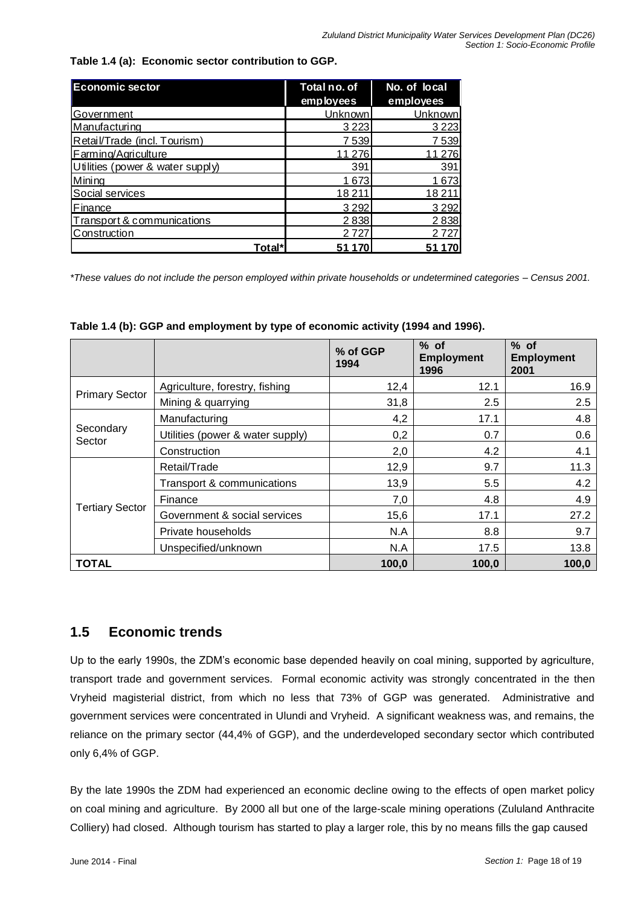**Table 1.4 (a): Economic sector contribution to GGP.**

| Economic sector | Total no. of employees | No. of local employees |
|---|---|---|
| Government | Unknown | Unknown |
| Manufacturing | 3 223 | 3 223 |
| Retail/Trade (incl. Tourism) | 7 539 | 7 539 |
| Farming/Agriculture | 11 276 | 11 276 |
| Utilities (power & water supply) | 391 | 391 |
| Mining | 1 673 | 1 673 |
| Social services | 18 211 | 18 211 |
| Finance | 3 292 | 3 292 |
| Transport & communications | 2 838 | 2 838 |
| Construction | 2 727 | 2 727 |
| **Total*** | **51 170** | **51 170** |

*These values do not include the person employed within private households or undetermined categories – Census 2001.*

**Table 1.4 (b): GGP and employment by type of economic activity (1994 and 1996).**

| | | % of GGP 1994 | % of Employment 1996 | % of Employment 2001 |
|---|---|---|---|---|
| Primary Sector | Agriculture, forestry, fishing | 12,4 | 12.1 | 16.9 |
| | Mining & quarrying | 31,8 | 2.5 | 2.5 |
| Secondary Sector | Manufacturing | 4,2 | 17.1 | 4.8 |
| | Utilities (power & water supply) | 0,2 | 0.7 | 0.6 |
| | Construction | 2,0 | 4.2 | 4.1 |
| Tertiary Sector | Retail/Trade | 12,9 | 9.7 | 11.3 |
| | Transport & communications | 13,9 | 5.5 | 4.2 |
| | Finance | 7,0 | 4.8 | 4.9 |
| | Government & social services | 15,6 | 17.1 | 27.2 |
| | Private households | N.A | 8.8 | 9.7 |
| | Unspecified/unknown | N.A | 17.5 | 13.8 |
| **TOTAL** | | **100,0** | **100,0** | **100,0** |

## 1.5 Economic trends

Up to the early 1990s, the ZDM's economic base depended heavily on coal mining, supported by agriculture, transport trade and government services. Formal economic activity was strongly concentrated in the then Vryheid magisterial district, from which no less that 73% of GGP was generated. Administrative and government services were concentrated in Ulundi and Vryheid. A significant weakness was, and remains, the reliance on the primary sector (44,4% of GGP), and the underdeveloped secondary sector which contributed only 6,4% of GGP.

By the late 1990s the ZDM had experienced an economic decline owing to the effects of open market policy on coal mining and agriculture. By 2000 all but one of the large-scale mining operations (Zululand Anthracite Colliery) had closed. Although tourism has started to play a larger role, this by no means fills the gap caused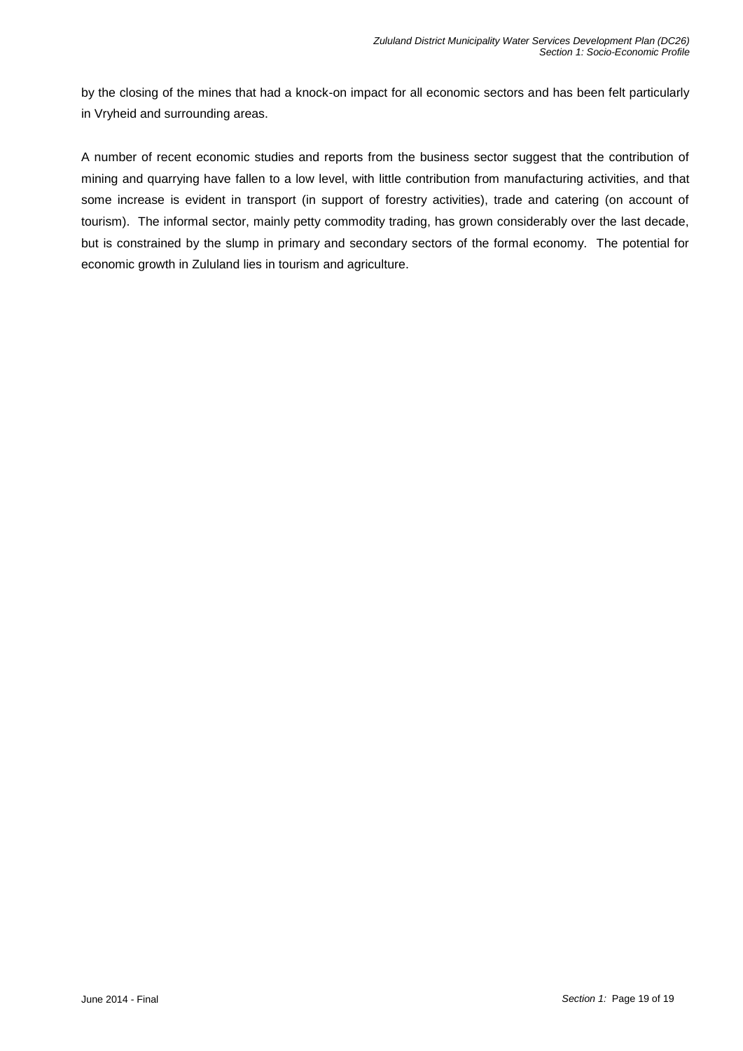by the closing of the mines that had a knock-on impact for all economic sectors and has been felt particularly in Vryheid and surrounding areas.

A number of recent economic studies and reports from the business sector suggest that the contribution of mining and quarrying have fallen to a low level, with little contribution from manufacturing activities, and that some increase is evident in transport (in support of forestry activities), trade and catering (on account of tourism). The informal sector, mainly petty commodity trading, has grown considerably over the last decade, but is constrained by the slump in primary and secondary sectors of the formal economy. The potential for economic growth in Zululand lies in tourism and agriculture.